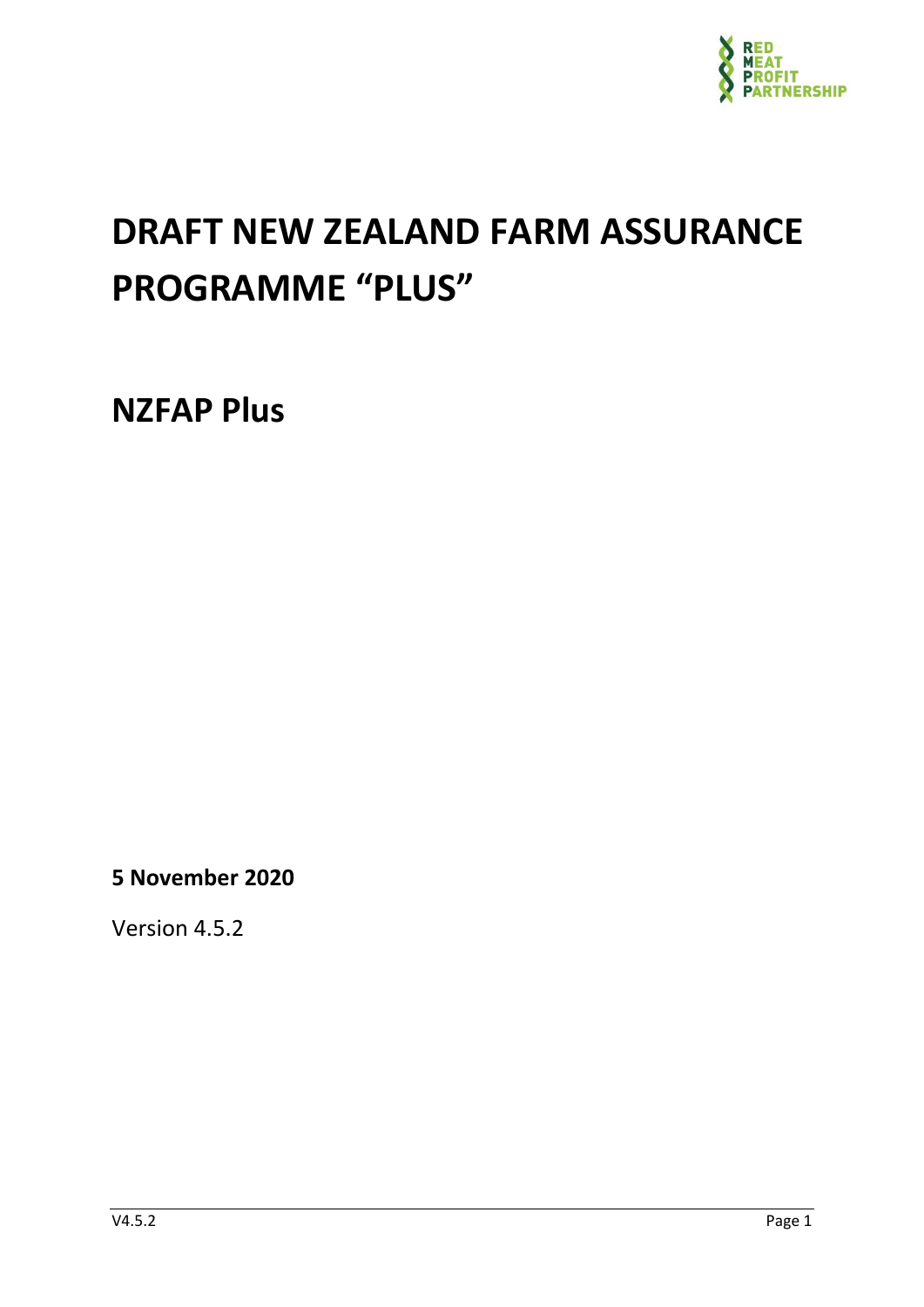# DRAFT NEW ZEALAND FARM ASSURANCE PROGRAMME "PLUS"

## NZFAP Plus

**5 November 2020**

Version 4.5.2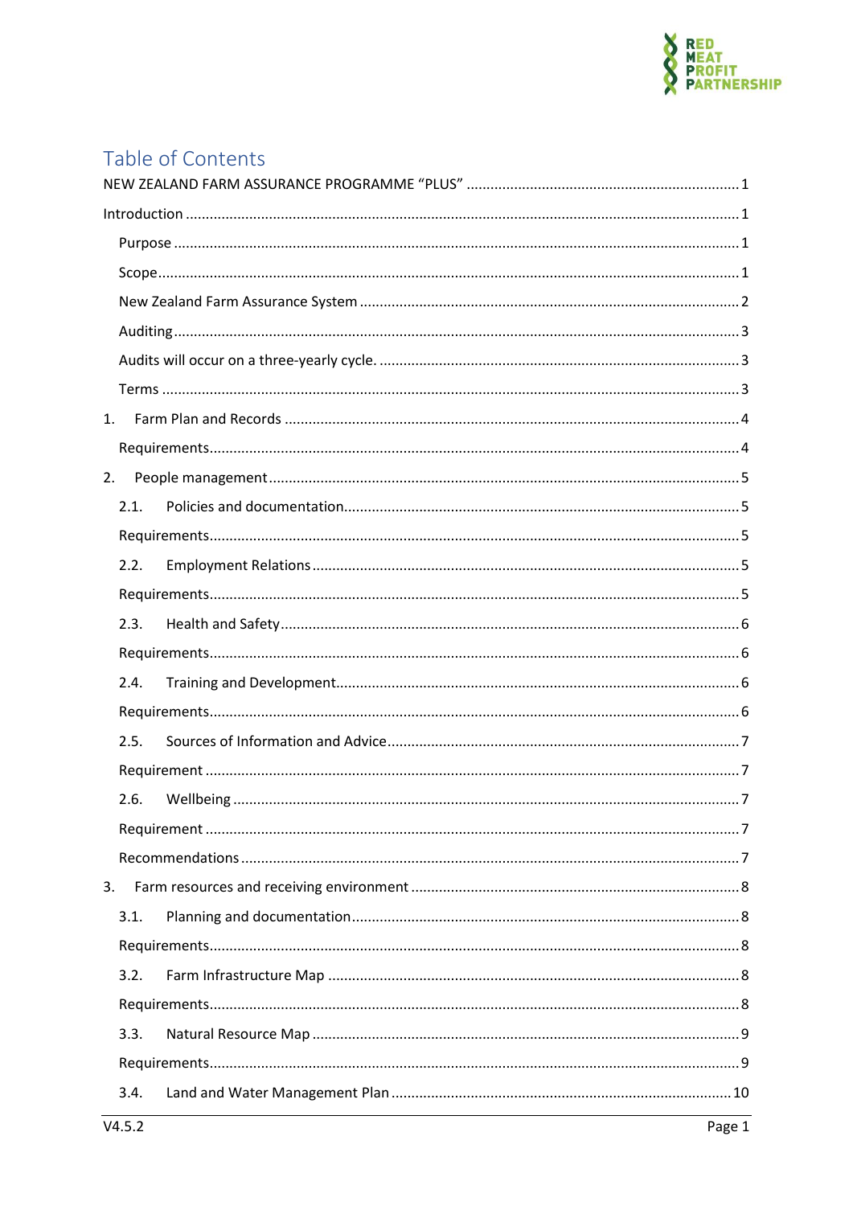# Table of Contents

NEW ZEALAND FARM ASSURANCE PROGRAMME "PLUS" .......... 1

Introduction .......... 1

- Purpose .......... 1
- Scope .......... 1
- New Zealand Farm Assurance System .......... 2
- Auditing .......... 3
- Audits will occur on a three-yearly cycle. .......... 3
- Terms .......... 3

1. Farm Plan and Records .......... 4
   - Requirements .......... 4
2. People management .......... 5
   - 2.1. Policies and documentation .......... 5
   - Requirements .......... 5
   - 2.2. Employment Relations .......... 5
   - Requirements .......... 5
   - 2.3. Health and Safety .......... 6
   - Requirements .......... 6
   - 2.4. Training and Development .......... 6
   - Requirements .......... 6
   - 2.5. Sources of Information and Advice .......... 7
   - Requirement .......... 7
   - 2.6. Wellbeing .......... 7
   - Requirement .......... 7
   - Recommendations .......... 7
3. Farm resources and receiving environment .......... 8
   - 3.1. Planning and documentation .......... 8
   - Requirements .......... 8
   - 3.2. Farm Infrastructure Map .......... 8
   - Requirements .......... 8
   - 3.3. Natural Resource Map .......... 9
   - Requirements .......... 9
   - 3.4. Land and Water Management Plan .......... 10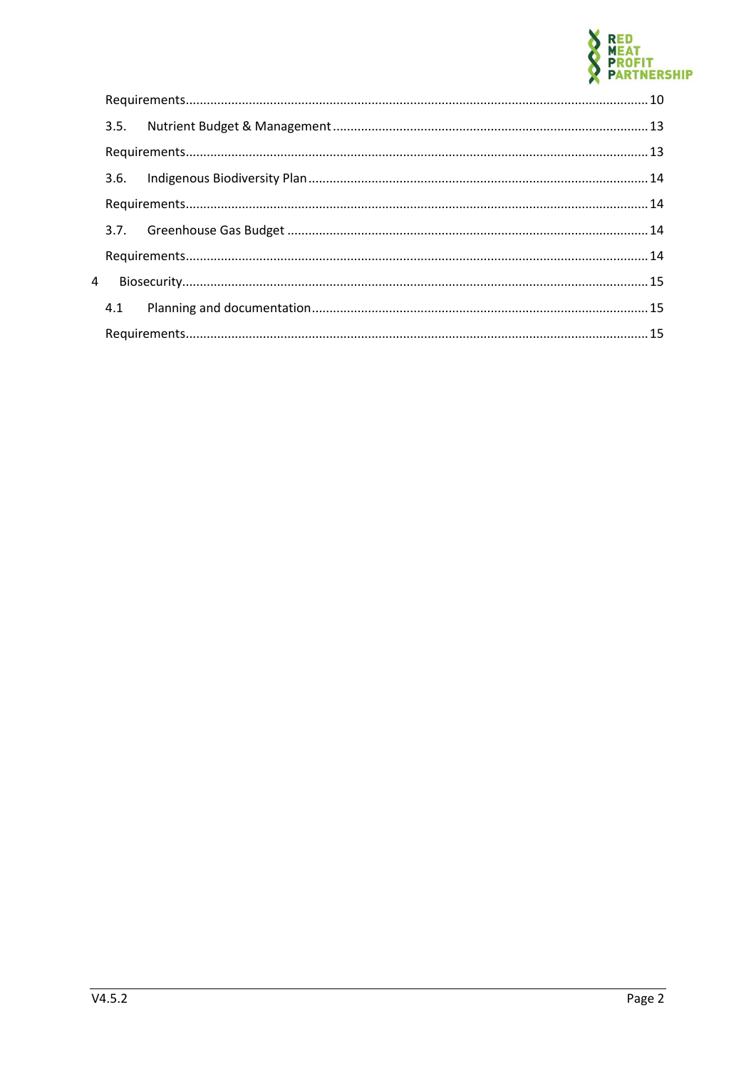Requirements ........................................................................................................................ 10

3.5. Nutrient Budget & Management ........................................................................................ 13

Requirements ........................................................................................................................ 13

3.6. Indigenous Biodiversity Plan ............................................................................................. 14

Requirements ........................................................................................................................ 14

3.7. Greenhouse Gas Budget .................................................................................................... 14

Requirements ........................................................................................................................ 14

4 Biosecurity ............................................................................................................................ 15

4.1 Planning and documentation ............................................................................................. 15

Requirements ........................................................................................................................ 15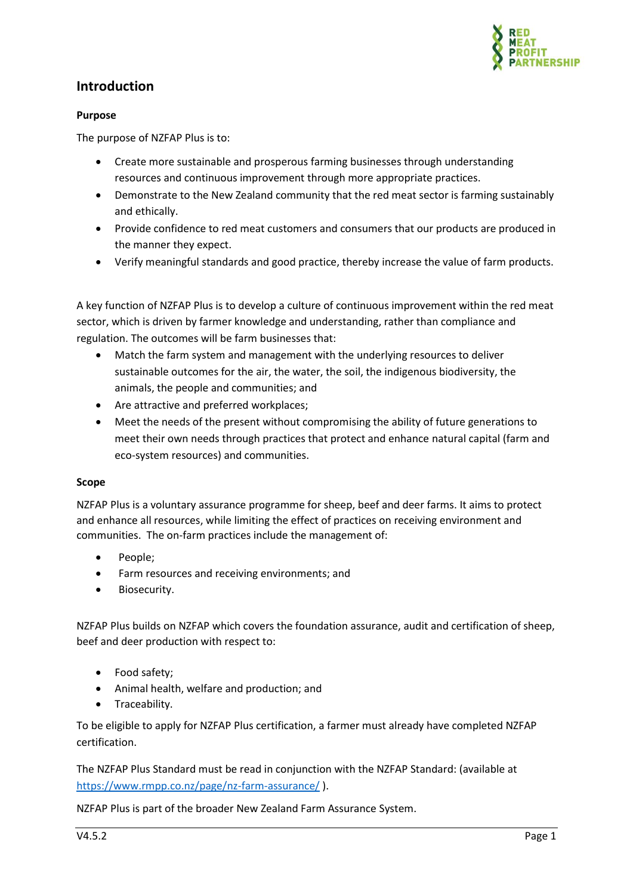## Introduction

### Purpose

The purpose of NZFAP Plus is to:

- Create more sustainable and prosperous farming businesses through understanding resources and continuous improvement through more appropriate practices.
- Demonstrate to the New Zealand community that the red meat sector is farming sustainably and ethically.
- Provide confidence to red meat customers and consumers that our products are produced in the manner they expect.
- Verify meaningful standards and good practice, thereby increase the value of farm products.

A key function of NZFAP Plus is to develop a culture of continuous improvement within the red meat sector, which is driven by farmer knowledge and understanding, rather than compliance and regulation. The outcomes will be farm businesses that:

- Match the farm system and management with the underlying resources to deliver sustainable outcomes for the air, the water, the soil, the indigenous biodiversity, the animals, the people and communities; and
- Are attractive and preferred workplaces;
- Meet the needs of the present without compromising the ability of future generations to meet their own needs through practices that protect and enhance natural capital (farm and eco-system resources) and communities.

### Scope

NZFAP Plus is a voluntary assurance programme for sheep, beef and deer farms. It aims to protect and enhance all resources, while limiting the effect of practices on receiving environment and communities. The on-farm practices include the management of:

- People;
- Farm resources and receiving environments; and
- Biosecurity.

NZFAP Plus builds on NZFAP which covers the foundation assurance, audit and certification of sheep, beef and deer production with respect to:

- Food safety;
- Animal health, welfare and production; and
- Traceability.

To be eligible to apply for NZFAP Plus certification, a farmer must already have completed NZFAP certification.

The NZFAP Plus Standard must be read in conjunction with the NZFAP Standard: (available at https://www.rmpp.co.nz/page/nz-farm-assurance/ ).

NZFAP Plus is part of the broader New Zealand Farm Assurance System.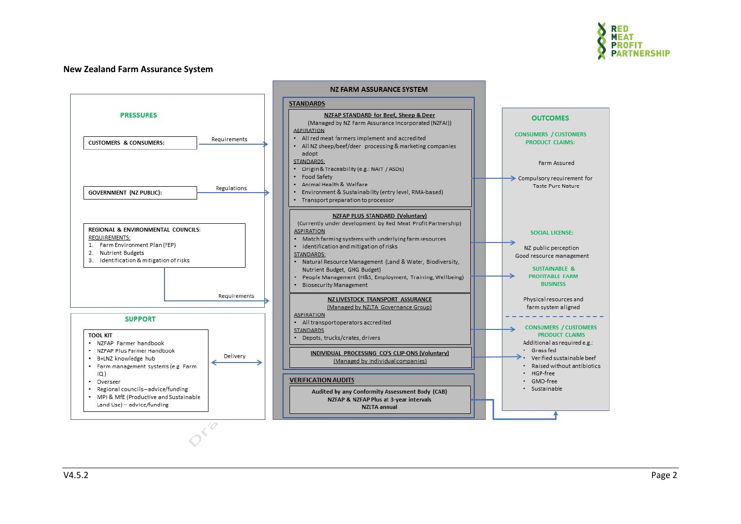## New Zealand Farm Assurance System

### PRESSURES

**CUSTOMERS & CONSUMERS:** → Requirements

**GOVERNMENT (NZ PUBLIC):** → Regulations

**REGIONAL & ENVIRONMENTAL COUNCILS:**
REQUIREMENTS:
1. Farm Environment Plan (FEP)
2. Nutrient Budgets
3. Identification & mitigation of risks

→ Requirements

### SUPPORT

**TOOL KIT**
- NZFAP Farmer handbook
- NZFAP Plus Farmer Handbook
- B+LNZ knowledge hub
- Farm management systems (e.g. Farm IQ)
- Overseer
- Regional councils – advice/funding
- MPI & MfE (Productive and Sustainable Land Use) – advice/funding

↔ Delivery

### NZ FARM ASSURANCE SYSTEM

**STANDARDS**

**NZFAP STANDARD for Beef, Sheep & Deer**
(Managed by NZ Farm Assurance Incorporated (NZFAI))

ASPIRATION
- All red meat farmers implement and accredited
- All NZ sheep/beef/deer processing & marketing companies adopt

STANDARDS:
- Origin & Traceability (e.g.: NAIT / ASDs)
- Food Safety
- Animal Health & Welfare
- Environment & Sustainability (entry level, RMA-based)
- Transport preparation to processor

**NZFAP PLUS STANDARD (Voluntary)**
(Currently under development by Red Meat Profit Partnership)

ASPIRATION
- Match farming systems with underlying farm resources
- Identification and mitigation of risks

STANDARDS:
- Natural Resource Management (Land & Water, Biodiversity, Nutrient Budget, GHG Budget)
- People Management (H&S, Employment, Training, Wellbeing)
- Biosecurity Management

**NZ LIVESTOCK TRANSPORT ASSURANCE**
(Managed by NZLTA Governance Group)

ASPIRATION
- All transport operators accredited

STANDARDS
- Depots, trucks/crates, drivers

**INDIVIDUAL PROCESSING CO'S CLIP-ONS (Voluntary)**
(Managed by individual companies)

**VERIFICATION AUDITS**

**Audited by any Conformity Assessment Body (CAB)**
**NZFAP & NZFAP Plus at 3-year intervals**
**NZLTA annual**

### OUTCOMES

**CONSUMERS / CUSTOMERS PRODUCT CLAIMS:**

Farm Assured

Compulsory requirement for Taste Pure Nature

**SOCIAL LICENSE:**

NZ public perception
Good resource management

**SUSTAINABLE & PROFITABLE FARM BUSINESS**

Physical resources and farm system aligned

**CONSUMERS / CUSTOMERS PRODUCT CLAIMS**

Additional as required e.g.:
- Grass fed
- Verified sustainable beef
- Raised without antibiotics
- HGP-free
- GMO-free
- Sustainable

V4.5.2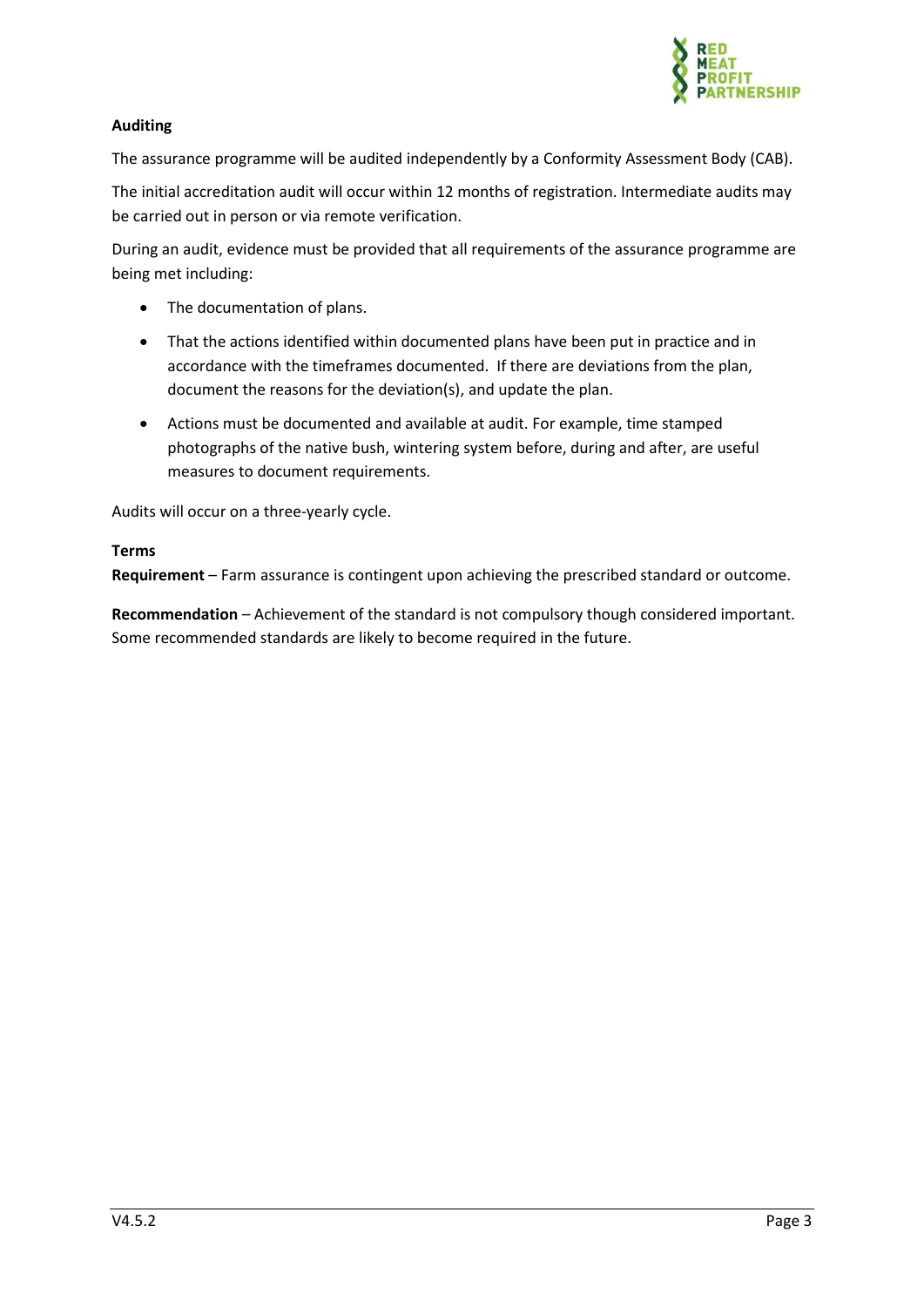**Auditing**

The assurance programme will be audited independently by a Conformity Assessment Body (CAB).

The initial accreditation audit will occur within 12 months of registration. Intermediate audits may be carried out in person or via remote verification.

During an audit, evidence must be provided that all requirements of the assurance programme are being met including:

- The documentation of plans.
- That the actions identified within documented plans have been put in practice and in accordance with the timeframes documented. If there are deviations from the plan, document the reasons for the deviation(s), and update the plan.
- Actions must be documented and available at audit. For example, time stamped photographs of the native bush, wintering system before, during and after, are useful measures to document requirements.

Audits will occur on a three-yearly cycle.

**Terms**

**Requirement** – Farm assurance is contingent upon achieving the prescribed standard or outcome.

**Recommendation** – Achievement of the standard is not compulsory though considered important. Some recommended standards are likely to become required in the future.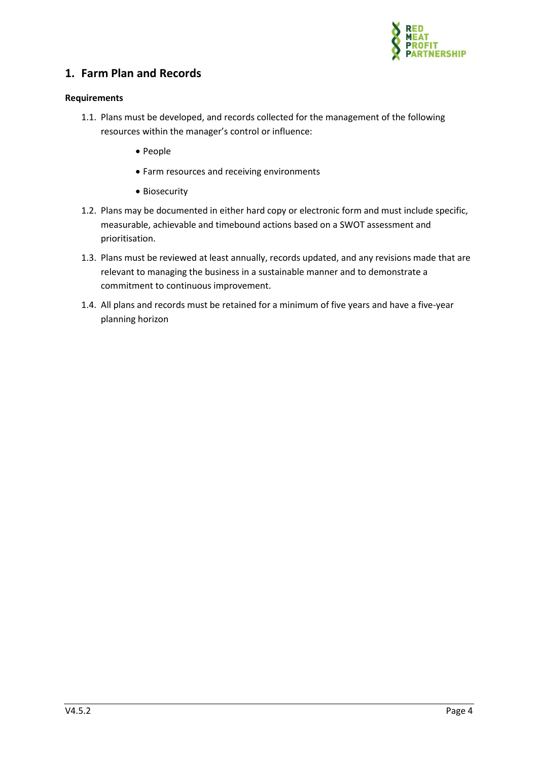## 1. Farm Plan and Records

**Requirements**

1.1. Plans must be developed, and records collected for the management of the following resources within the manager's control or influence:

- People
- Farm resources and receiving environments
- Biosecurity

1.2. Plans may be documented in either hard copy or electronic form and must include specific, measurable, achievable and timebound actions based on a SWOT assessment and prioritisation.

1.3. Plans must be reviewed at least annually, records updated, and any revisions made that are relevant to managing the business in a sustainable manner and to demonstrate a commitment to continuous improvement.

1.4. All plans and records must be retained for a minimum of five years and have a five-year planning horizon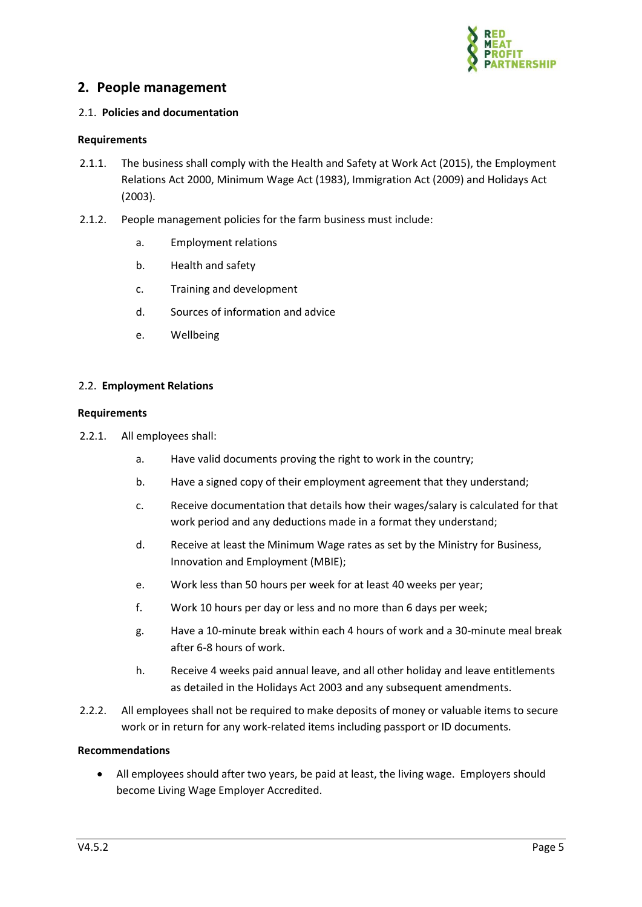## 2. People management

### 2.1. Policies and documentation

**Requirements**

2.1.1. The business shall comply with the Health and Safety at Work Act (2015), the Employment Relations Act 2000, Minimum Wage Act (1983), Immigration Act (2009) and Holidays Act (2003).

2.1.2. People management policies for the farm business must include:

- a. Employment relations
- b. Health and safety
- c. Training and development
- d. Sources of information and advice
- e. Wellbeing

### 2.2. Employment Relations

**Requirements**

2.2.1. All employees shall:

- a. Have valid documents proving the right to work in the country;
- b. Have a signed copy of their employment agreement that they understand;
- c. Receive documentation that details how their wages/salary is calculated for that work period and any deductions made in a format they understand;
- d. Receive at least the Minimum Wage rates as set by the Ministry for Business, Innovation and Employment (MBIE);
- e. Work less than 50 hours per week for at least 40 weeks per year;
- f. Work 10 hours per day or less and no more than 6 days per week;
- g. Have a 10-minute break within each 4 hours of work and a 30-minute meal break after 6-8 hours of work.
- h. Receive 4 weeks paid annual leave, and all other holiday and leave entitlements as detailed in the Holidays Act 2003 and any subsequent amendments.

2.2.2. All employees shall not be required to make deposits of money or valuable items to secure work or in return for any work-related items including passport or ID documents.

**Recommendations**

- All employees should after two years, be paid at least, the living wage. Employers should become Living Wage Employer Accredited.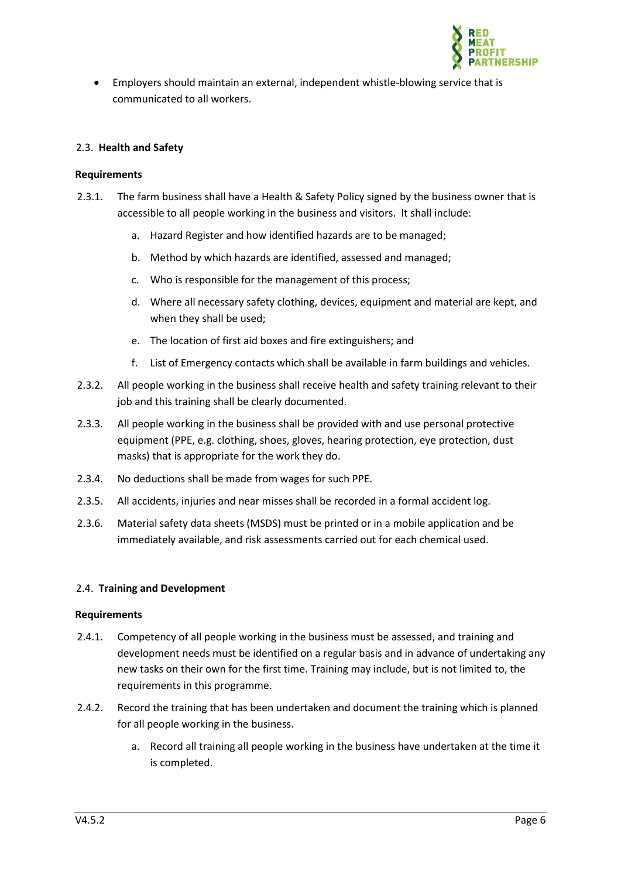- Employers should maintain an external, independent whistle-blowing service that is communicated to all workers.

## 2.3. Health and Safety

**Requirements**

2.3.1. The farm business shall have a Health & Safety Policy signed by the business owner that is accessible to all people working in the business and visitors. It shall include:

  a. Hazard Register and how identified hazards are to be managed;

  b. Method by which hazards are identified, assessed and managed;

  c. Who is responsible for the management of this process;

  d. Where all necessary safety clothing, devices, equipment and material are kept, and when they shall be used;

  e. The location of first aid boxes and fire extinguishers; and

  f. List of Emergency contacts which shall be available in farm buildings and vehicles.

2.3.2. All people working in the business shall receive health and safety training relevant to their job and this training shall be clearly documented.

2.3.3. All people working in the business shall be provided with and use personal protective equipment (PPE, e.g. clothing, shoes, gloves, hearing protection, eye protection, dust masks) that is appropriate for the work they do.

2.3.4. No deductions shall be made from wages for such PPE.

2.3.5. All accidents, injuries and near misses shall be recorded in a formal accident log.

2.3.6. Material safety data sheets (MSDS) must be printed or in a mobile application and be immediately available, and risk assessments carried out for each chemical used.

## 2.4. Training and Development

**Requirements**

2.4.1. Competency of all people working in the business must be assessed, and training and development needs must be identified on a regular basis and in advance of undertaking any new tasks on their own for the first time. Training may include, but is not limited to, the requirements in this programme.

2.4.2. Record the training that has been undertaken and document the training which is planned for all people working in the business.

  a. Record all training all people working in the business have undertaken at the time it is completed.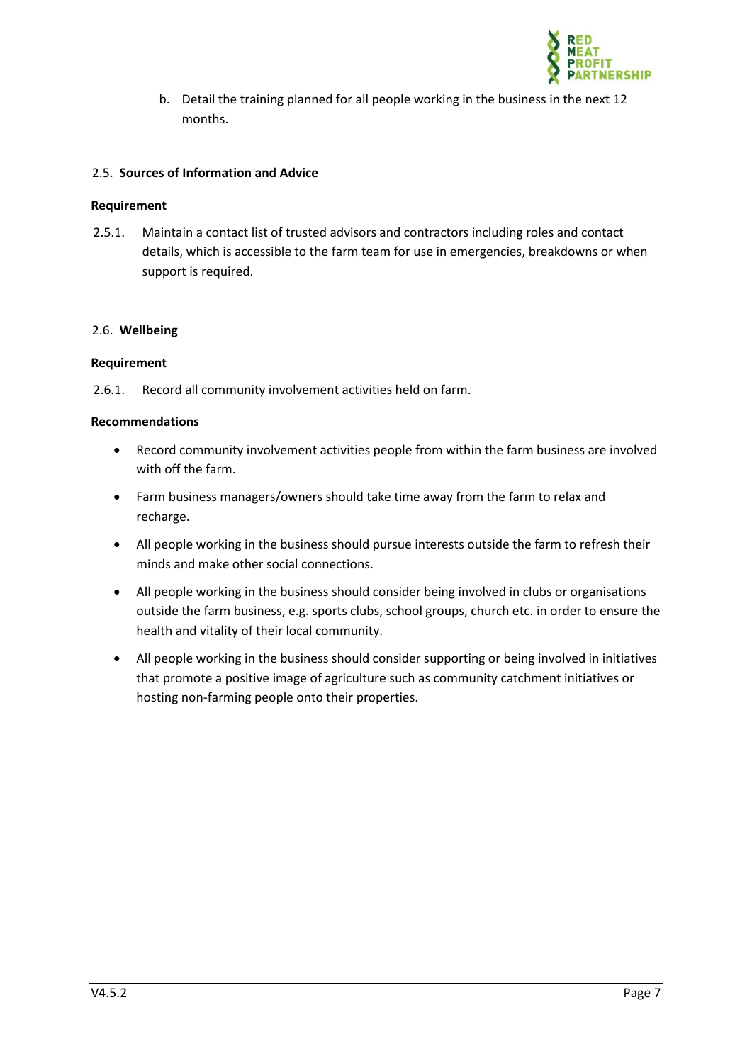b. Detail the training planned for all people working in the business in the next 12 months.

### 2.5. Sources of Information and Advice

**Requirement**

2.5.1. Maintain a contact list of trusted advisors and contractors including roles and contact details, which is accessible to the farm team for use in emergencies, breakdowns or when support is required.

### 2.6. Wellbeing

**Requirement**

2.6.1. Record all community involvement activities held on farm.

**Recommendations**

- Record community involvement activities people from within the farm business are involved with off the farm.
- Farm business managers/owners should take time away from the farm to relax and recharge.
- All people working in the business should pursue interests outside the farm to refresh their minds and make other social connections.
- All people working in the business should consider being involved in clubs or organisations outside the farm business, e.g. sports clubs, school groups, church etc. in order to ensure the health and vitality of their local community.
- All people working in the business should consider supporting or being involved in initiatives that promote a positive image of agriculture such as community catchment initiatives or hosting non-farming people onto their properties.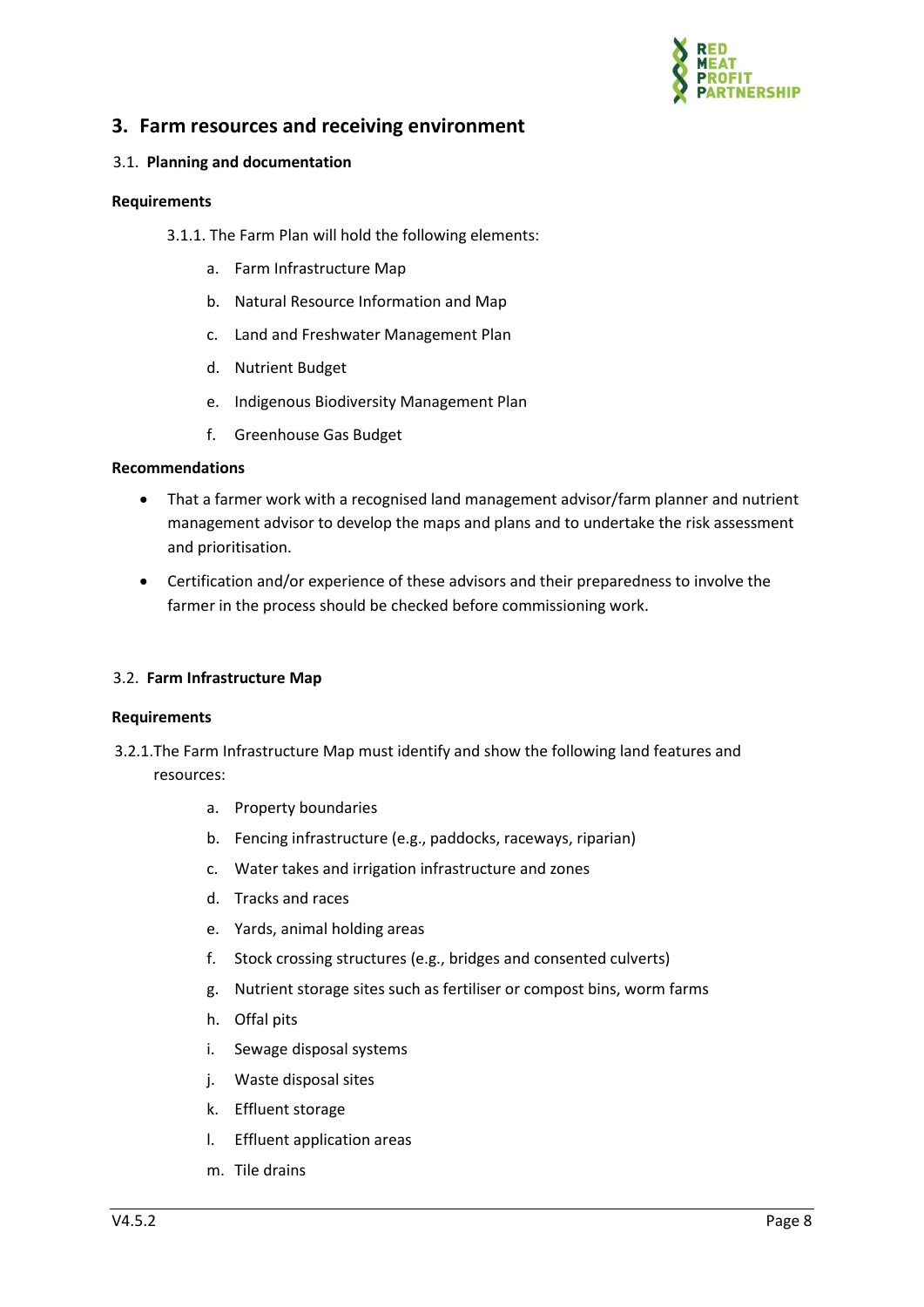## 3. Farm resources and receiving environment

### 3.1. Planning and documentation

**Requirements**

3.1.1. The Farm Plan will hold the following elements:

a. Farm Infrastructure Map
b. Natural Resource Information and Map
c. Land and Freshwater Management Plan
d. Nutrient Budget
e. Indigenous Biodiversity Management Plan
f. Greenhouse Gas Budget

**Recommendations**

- That a farmer work with a recognised land management advisor/farm planner and nutrient management advisor to develop the maps and plans and to undertake the risk assessment and prioritisation.
- Certification and/or experience of these advisors and their preparedness to involve the farmer in the process should be checked before commissioning work.

### 3.2. Farm Infrastructure Map

**Requirements**

3.2.1. The Farm Infrastructure Map must identify and show the following land features and resources:

a. Property boundaries
b. Fencing infrastructure (e.g., paddocks, raceways, riparian)
c. Water takes and irrigation infrastructure and zones
d. Tracks and races
e. Yards, animal holding areas
f. Stock crossing structures (e.g., bridges and consented culverts)
g. Nutrient storage sites such as fertiliser or compost bins, worm farms
h. Offal pits
i. Sewage disposal systems
j. Waste disposal sites
k. Effluent storage
l. Effluent application areas
m. Tile drains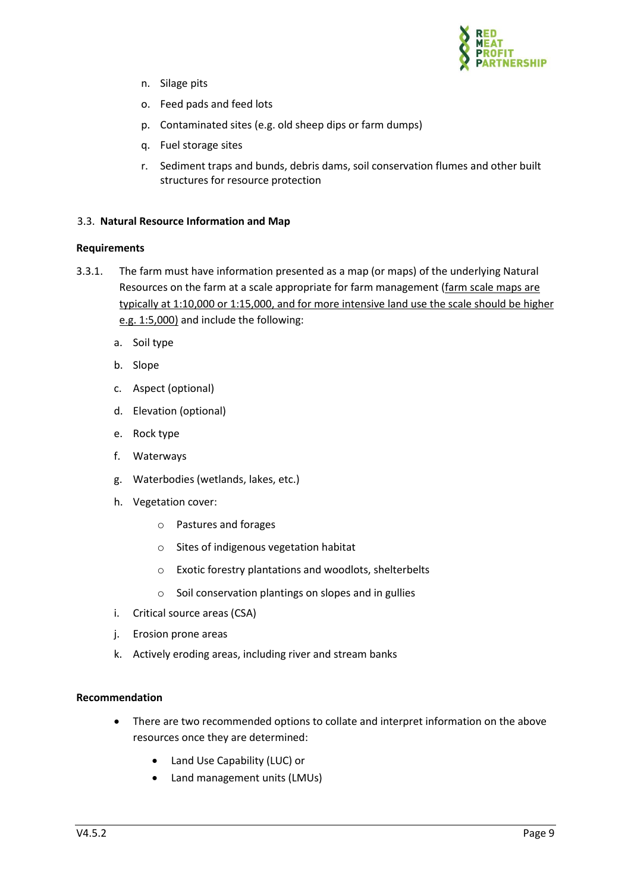n. Silage pits

o. Feed pads and feed lots

p. Contaminated sites (e.g. old sheep dips or farm dumps)

q. Fuel storage sites

r. Sediment traps and bunds, debris dams, soil conservation flumes and other built structures for resource protection

### 3.3. **Natural Resource Information and Map**

**Requirements**

3.3.1. The farm must have information presented as a map (or maps) of the underlying Natural Resources on the farm at a scale appropriate for farm management (<u>farm scale maps are typically at 1:10,000 or 1:15,000, and for more intensive land use the scale should be higher e.g. 1:5,000)</u> and include the following:

a. Soil type

b. Slope

c. Aspect (optional)

d. Elevation (optional)

e. Rock type

f. Waterways

g. Waterbodies (wetlands, lakes, etc.)

h. Vegetation cover:
   - Pastures and forages
   - Sites of indigenous vegetation habitat
   - Exotic forestry plantations and woodlots, shelterbelts
   - Soil conservation plantings on slopes and in gullies

i. Critical source areas (CSA)

j. Erosion prone areas

k. Actively eroding areas, including river and stream banks

**Recommendation**

- There are two recommended options to collate and interpret information on the above resources once they are determined:
  - Land Use Capability (LUC) or
  - Land management units (LMUs)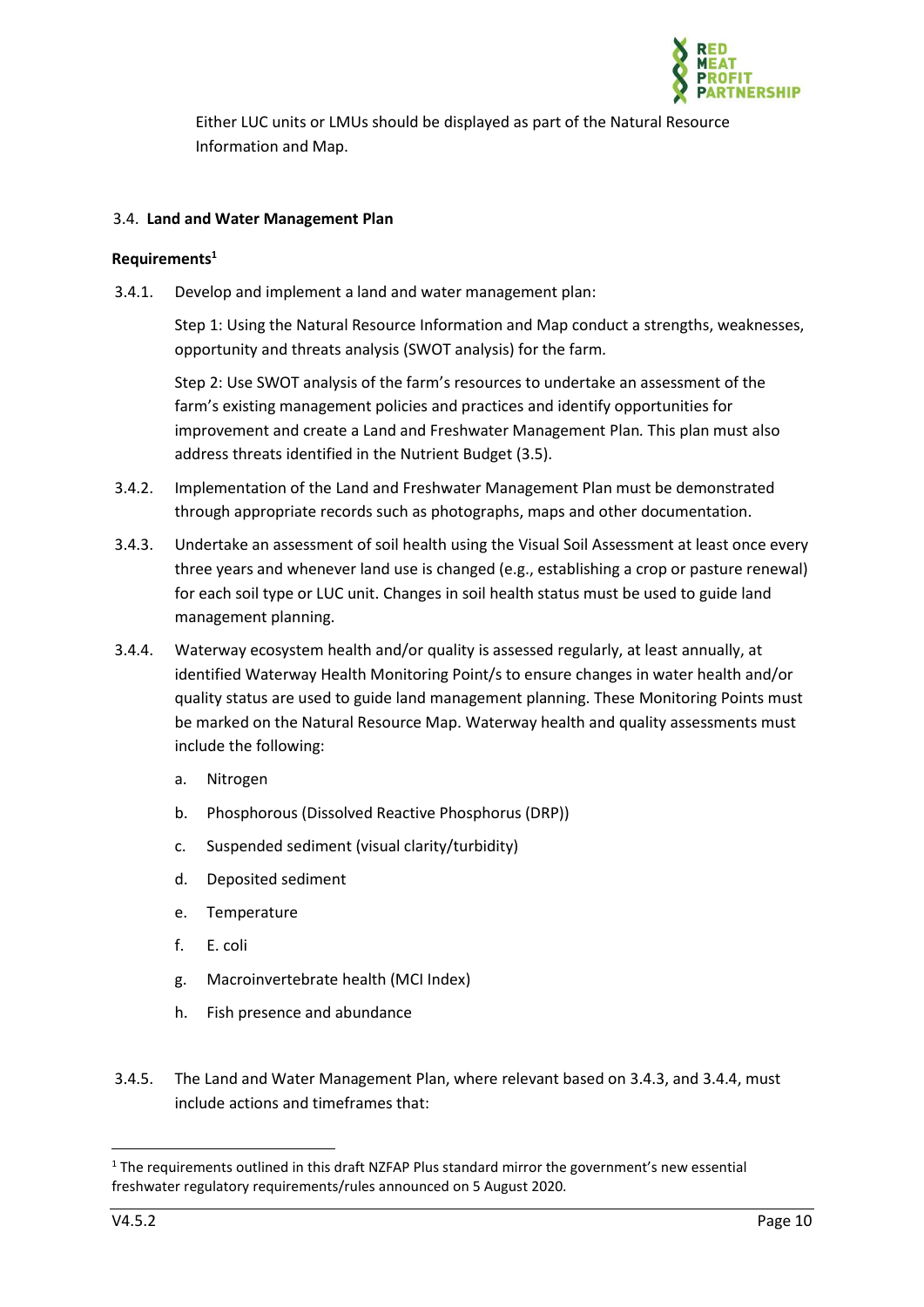Either LUC units or LMUs should be displayed as part of the Natural Resource Information and Map.

### 3.4. **Land and Water Management Plan**

**Requirements[1]**

3.4.1. Develop and implement a land and water management plan:

Step 1: Using the Natural Resource Information and Map conduct a strengths, weaknesses, opportunity and threats analysis (SWOT analysis) for the farm.

Step 2: Use SWOT analysis of the farm's resources to undertake an assessment of the farm's existing management policies and practices and identify opportunities for improvement and create a Land and Freshwater Management Plan. This plan must also address threats identified in the Nutrient Budget (3.5).

3.4.2. Implementation of the Land and Freshwater Management Plan must be demonstrated through appropriate records such as photographs, maps and other documentation.

3.4.3. Undertake an assessment of soil health using the Visual Soil Assessment at least once every three years and whenever land use is changed (e.g., establishing a crop or pasture renewal) for each soil type or LUC unit. Changes in soil health status must be used to guide land management planning.

3.4.4. Waterway ecosystem health and/or quality is assessed regularly, at least annually, at identified Waterway Health Monitoring Point/s to ensure changes in water health and/or quality status are used to guide land management planning. These Monitoring Points must be marked on the Natural Resource Map. Waterway health and quality assessments must include the following:

a. Nitrogen

b. Phosphorous (Dissolved Reactive Phosphorus (DRP))

c. Suspended sediment (visual clarity/turbidity)

d. Deposited sediment

e. Temperature

f. E. coli

g. Macroinvertebrate health (MCI Index)

h. Fish presence and abundance

3.4.5. The Land and Water Management Plan, where relevant based on 3.4.3, and 3.4.4, must include actions and timeframes that:

[1] The requirements outlined in this draft NZFAP Plus standard mirror the government's new essential freshwater regulatory requirements/rules announced on 5 August 2020.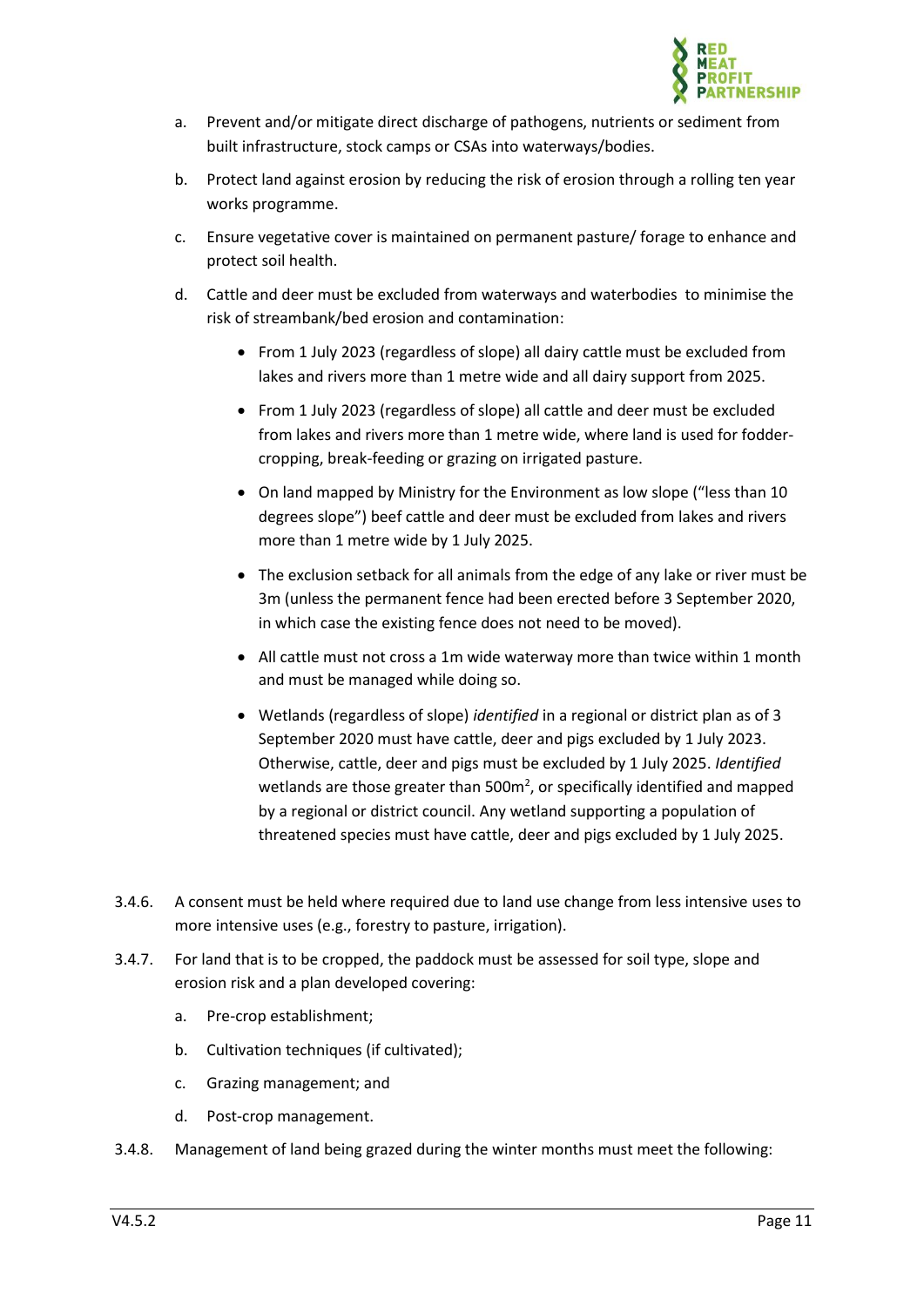a. Prevent and/or mitigate direct discharge of pathogens, nutrients or sediment from built infrastructure, stock camps or CSAs into waterways/bodies.

b. Protect land against erosion by reducing the risk of erosion through a rolling ten year works programme.

c. Ensure vegetative cover is maintained on permanent pasture/ forage to enhance and protect soil health.

d. Cattle and deer must be excluded from waterways and waterbodies to minimise the risk of streambank/bed erosion and contamination:

- From 1 July 2023 (regardless of slope) all dairy cattle must be excluded from lakes and rivers more than 1 metre wide and all dairy support from 2025.
- From 1 July 2023 (regardless of slope) all cattle and deer must be excluded from lakes and rivers more than 1 metre wide, where land is used for fodder-cropping, break-feeding or grazing on irrigated pasture.
- On land mapped by Ministry for the Environment as low slope ("less than 10 degrees slope") beef cattle and deer must be excluded from lakes and rivers more than 1 metre wide by 1 July 2025.
- The exclusion setback for all animals from the edge of any lake or river must be 3m (unless the permanent fence had been erected before 3 September 2020, in which case the existing fence does not need to be moved).
- All cattle must not cross a 1m wide waterway more than twice within 1 month and must be managed while doing so.
- Wetlands (regardless of slope) *identified* in a regional or district plan as of 3 September 2020 must have cattle, deer and pigs excluded by 1 July 2023. Otherwise, cattle, deer and pigs must be excluded by 1 July 2025. *Identified* wetlands are those greater than 500m$^2$, or specifically identified and mapped by a regional or district council. Any wetland supporting a population of threatened species must have cattle, deer and pigs excluded by 1 July 2025.

3.4.6. A consent must be held where required due to land use change from less intensive uses to more intensive uses (e.g., forestry to pasture, irrigation).

3.4.7. For land that is to be cropped, the paddock must be assessed for soil type, slope and erosion risk and a plan developed covering:

a. Pre-crop establishment;

b. Cultivation techniques (if cultivated);

c. Grazing management; and

d. Post-crop management.

3.4.8. Management of land being grazed during the winter months must meet the following: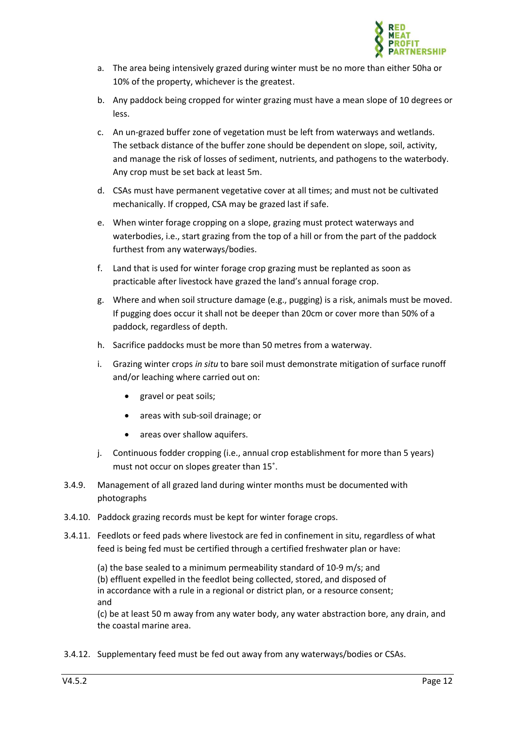a. The area being intensively grazed during winter must be no more than either 50ha or 10% of the property, whichever is the greatest.

b. Any paddock being cropped for winter grazing must have a mean slope of 10 degrees or less.

c. An un-grazed buffer zone of vegetation must be left from waterways and wetlands. The setback distance of the buffer zone should be dependent on slope, soil, activity, and manage the risk of losses of sediment, nutrients, and pathogens to the waterbody. Any crop must be set back at least 5m.

d. CSAs must have permanent vegetative cover at all times; and must not be cultivated mechanically. If cropped, CSA may be grazed last if safe.

e. When winter forage cropping on a slope, grazing must protect waterways and waterbodies, i.e., start grazing from the top of a hill or from the part of the paddock furthest from any waterways/bodies.

f. Land that is used for winter forage crop grazing must be replanted as soon as practicable after livestock have grazed the land's annual forage crop.

g. Where and when soil structure damage (e.g., pugging) is a risk, animals must be moved. If pugging does occur it shall not be deeper than 20cm or cover more than 50% of a paddock, regardless of depth.

h. Sacrifice paddocks must be more than 50 metres from a waterway.

i. Grazing winter crops *in situ* to bare soil must demonstrate mitigation of surface runoff and/or leaching where carried out on:

   - gravel or peat soils;
   - areas with sub-soil drainage; or
   - areas over shallow aquifers.

j. Continuous fodder cropping (i.e., annual crop establishment for more than 5 years) must not occur on slopes greater than 15˚.

3.4.9. Management of all grazed land during winter months must be documented with photographs

3.4.10. Paddock grazing records must be kept for winter forage crops.

3.4.11. Feedlots or feed pads where livestock are fed in confinement in situ, regardless of what feed is being fed must be certified through a certified freshwater plan or have:

(a) the base sealed to a minimum permeability standard of 10-9 m/s; and
(b) effluent expelled in the feedlot being collected, stored, and disposed of in accordance with a rule in a regional or district plan, or a resource consent; and
(c) be at least 50 m away from any water body, any water abstraction bore, any drain, and the coastal marine area.

3.4.12. Supplementary feed must be fed out away from any waterways/bodies or CSAs.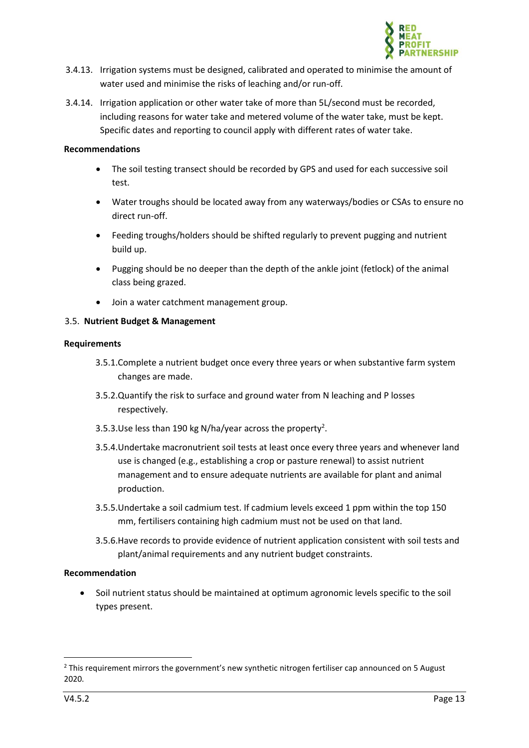3.4.13. Irrigation systems must be designed, calibrated and operated to minimise the amount of water used and minimise the risks of leaching and/or run-off.

3.4.14. Irrigation application or other water take of more than 5L/second must be recorded, including reasons for water take and metered volume of the water take, must be kept. Specific dates and reporting to council apply with different rates of water take.

**Recommendations**

- The soil testing transect should be recorded by GPS and used for each successive soil test.
- Water troughs should be located away from any waterways/bodies or CSAs to ensure no direct run-off.
- Feeding troughs/holders should be shifted regularly to prevent pugging and nutrient build up.
- Pugging should be no deeper than the depth of the ankle joint (fetlock) of the animal class being grazed.
- Join a water catchment management group.

### 3.5. Nutrient Budget & Management

**Requirements**

3.5.1. Complete a nutrient budget once every three years or when substantive farm system changes are made.

3.5.2. Quantify the risk to surface and ground water from N leaching and P losses respectively.

3.5.3. Use less than 190 kg N/ha/year across the property[2].

3.5.4. Undertake macronutrient soil tests at least once every three years and whenever land use is changed (e.g., establishing a crop or pasture renewal) to assist nutrient management and to ensure adequate nutrients are available for plant and animal production.

3.5.5. Undertake a soil cadmium test. If cadmium levels exceed 1 ppm within the top 150 mm, fertilisers containing high cadmium must not be used on that land.

3.5.6. Have records to provide evidence of nutrient application consistent with soil tests and plant/animal requirements and any nutrient budget constraints.

**Recommendation**

- Soil nutrient status should be maintained at optimum agronomic levels specific to the soil types present.

---

[2] This requirement mirrors the government's new synthetic nitrogen fertiliser cap announced on 5 August 2020.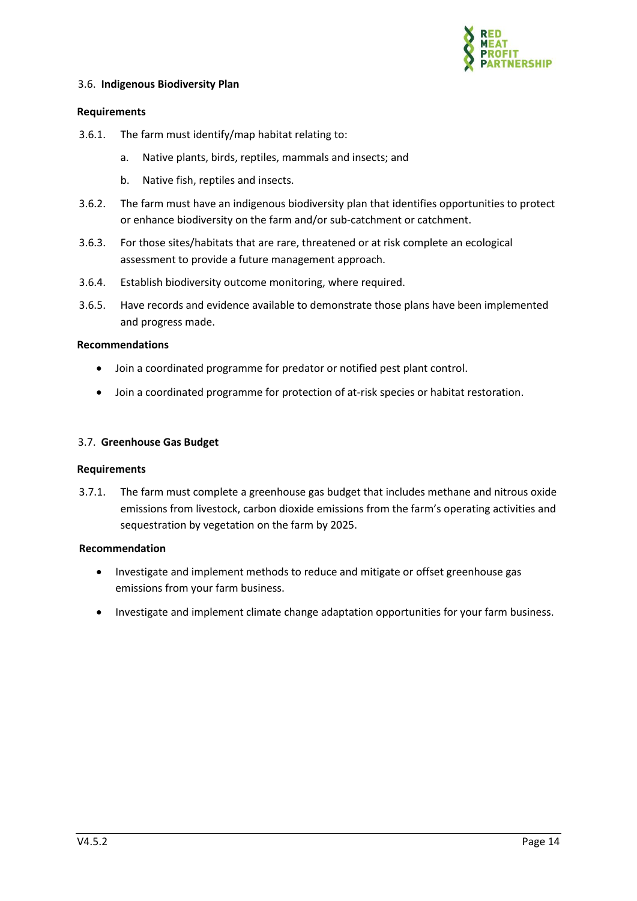### 3.6. Indigenous Biodiversity Plan

**Requirements**

3.6.1. The farm must identify/map habitat relating to:

a. Native plants, birds, reptiles, mammals and insects; and

b. Native fish, reptiles and insects.

3.6.2. The farm must have an indigenous biodiversity plan that identifies opportunities to protect or enhance biodiversity on the farm and/or sub-catchment or catchment.

3.6.3. For those sites/habitats that are rare, threatened or at risk complete an ecological assessment to provide a future management approach.

3.6.4. Establish biodiversity outcome monitoring, where required.

3.6.5. Have records and evidence available to demonstrate those plans have been implemented and progress made.

**Recommendations**

- Join a coordinated programme for predator or notified pest plant control.
- Join a coordinated programme for protection of at-risk species or habitat restoration.

### 3.7. Greenhouse Gas Budget

**Requirements**

3.7.1. The farm must complete a greenhouse gas budget that includes methane and nitrous oxide emissions from livestock, carbon dioxide emissions from the farm's operating activities and sequestration by vegetation on the farm by 2025.

**Recommendation**

- Investigate and implement methods to reduce and mitigate or offset greenhouse gas emissions from your farm business.
- Investigate and implement climate change adaptation opportunities for your farm business.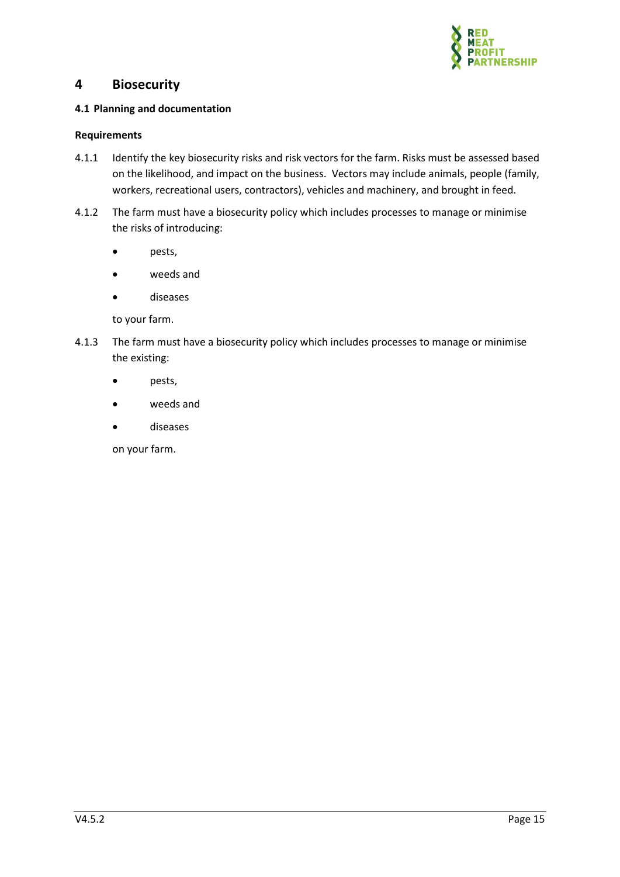# 4 Biosecurity

### 4.1 Planning and documentation

**Requirements**

4.1.1 Identify the key biosecurity risks and risk vectors for the farm. Risks must be assessed based on the likelihood, and impact on the business. Vectors may include animals, people (family, workers, recreational users, contractors), vehicles and machinery, and brought in feed.

4.1.2 The farm must have a biosecurity policy which includes processes to manage or minimise the risks of introducing:

- pests,
- weeds and
- diseases

to your farm.

4.1.3 The farm must have a biosecurity policy which includes processes to manage or minimise the existing:

- pests,
- weeds and
- diseases

on your farm.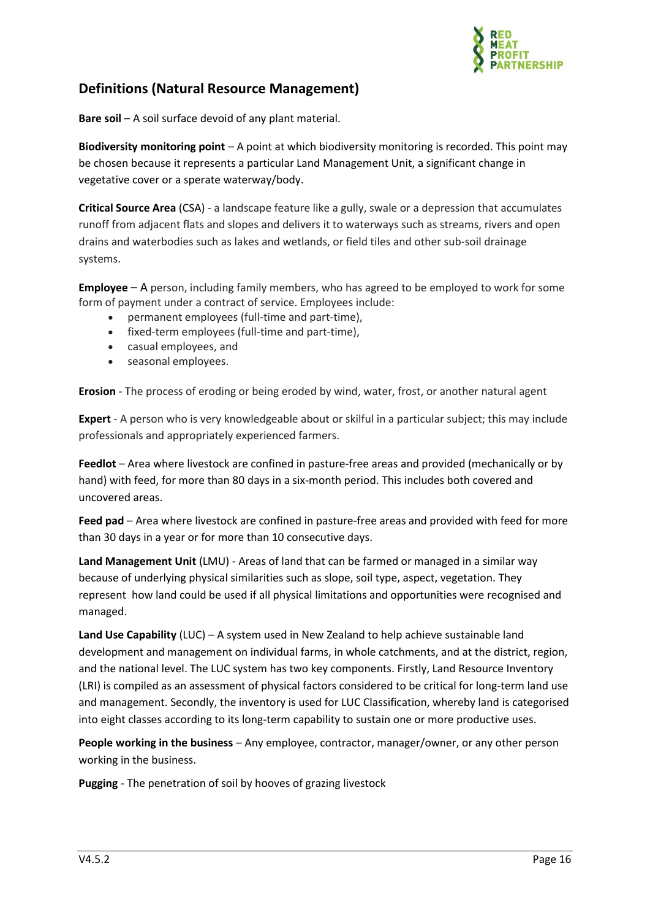## Definitions (Natural Resource Management)

**Bare soil** – A soil surface devoid of any plant material.

**Biodiversity monitoring point** – A point at which biodiversity monitoring is recorded. This point may be chosen because it represents a particular Land Management Unit, a significant change in vegetative cover or a sperate waterway/body.

**Critical Source Area** (CSA) - a landscape feature like a gully, swale or a depression that accumulates runoff from adjacent flats and slopes and delivers it to waterways such as streams, rivers and open drains and waterbodies such as lakes and wetlands, or field tiles and other sub-soil drainage systems.

**Employee** – A person, including family members, who has agreed to be employed to work for some form of payment under a contract of service. Employees include:

- permanent employees (full-time and part-time),
- fixed-term employees (full-time and part-time),
- casual employees, and
- seasonal employees.

**Erosion** - The process of eroding or being eroded by wind, water, frost, or another natural agent

**Expert** - A person who is very knowledgeable about or skilful in a particular subject; this may include professionals and appropriately experienced farmers.

**Feedlot** – Area where livestock are confined in pasture-free areas and provided (mechanically or by hand) with feed, for more than 80 days in a six-month period. This includes both covered and uncovered areas.

**Feed pad** – Area where livestock are confined in pasture-free areas and provided with feed for more than 30 days in a year or for more than 10 consecutive days.

**Land Management Unit** (LMU) - Areas of land that can be farmed or managed in a similar way because of underlying physical similarities such as slope, soil type, aspect, vegetation. They represent how land could be used if all physical limitations and opportunities were recognised and managed.

**Land Use Capability** (LUC) – A system used in New Zealand to help achieve sustainable land development and management on individual farms, in whole catchments, and at the district, region, and the national level. The LUC system has two key components. Firstly, Land Resource Inventory (LRI) is compiled as an assessment of physical factors considered to be critical for long-term land use and management. Secondly, the inventory is used for LUC Classification, whereby land is categorised into eight classes according to its long-term capability to sustain one or more productive uses.

**People working in the business** – Any employee, contractor, manager/owner, or any other person working in the business.

**Pugging** - The penetration of soil by hooves of grazing livestock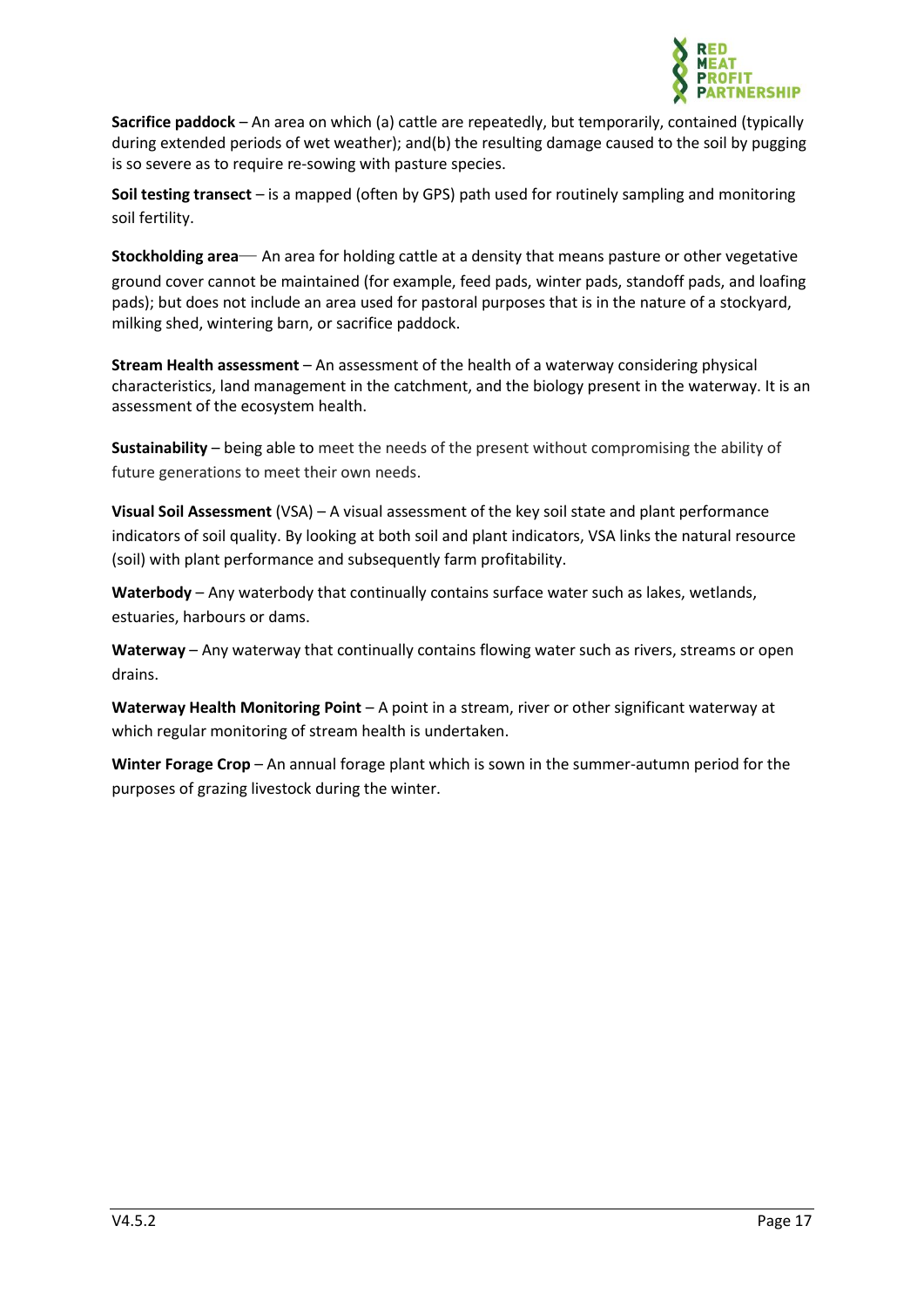**Sacrifice paddock** – An area on which (a) cattle are repeatedly, but temporarily, contained (typically during extended periods of wet weather); and(b) the resulting damage caused to the soil by pugging is so severe as to require re-sowing with pasture species.

**Soil testing transect** – is a mapped (often by GPS) path used for routinely sampling and monitoring soil fertility.

**Stockholding area**— An area for holding cattle at a density that means pasture or other vegetative ground cover cannot be maintained (for example, feed pads, winter pads, standoff pads, and loafing pads); but does not include an area used for pastoral purposes that is in the nature of a stockyard, milking shed, wintering barn, or sacrifice paddock.

**Stream Health assessment** – An assessment of the health of a waterway considering physical characteristics, land management in the catchment, and the biology present in the waterway. It is an assessment of the ecosystem health.

**Sustainability** – being able to meet the needs of the present without compromising the ability of future generations to meet their own needs.

**Visual Soil Assessment** (VSA) – A visual assessment of the key soil state and plant performance indicators of soil quality. By looking at both soil and plant indicators, VSA links the natural resource (soil) with plant performance and subsequently farm profitability.

**Waterbody** – Any waterbody that continually contains surface water such as lakes, wetlands, estuaries, harbours or dams.

**Waterway** – Any waterway that continually contains flowing water such as rivers, streams or open drains.

**Waterway Health Monitoring Point** – A point in a stream, river or other significant waterway at which regular monitoring of stream health is undertaken.

**Winter Forage Crop** – An annual forage plant which is sown in the summer-autumn period for the purposes of grazing livestock during the winter.